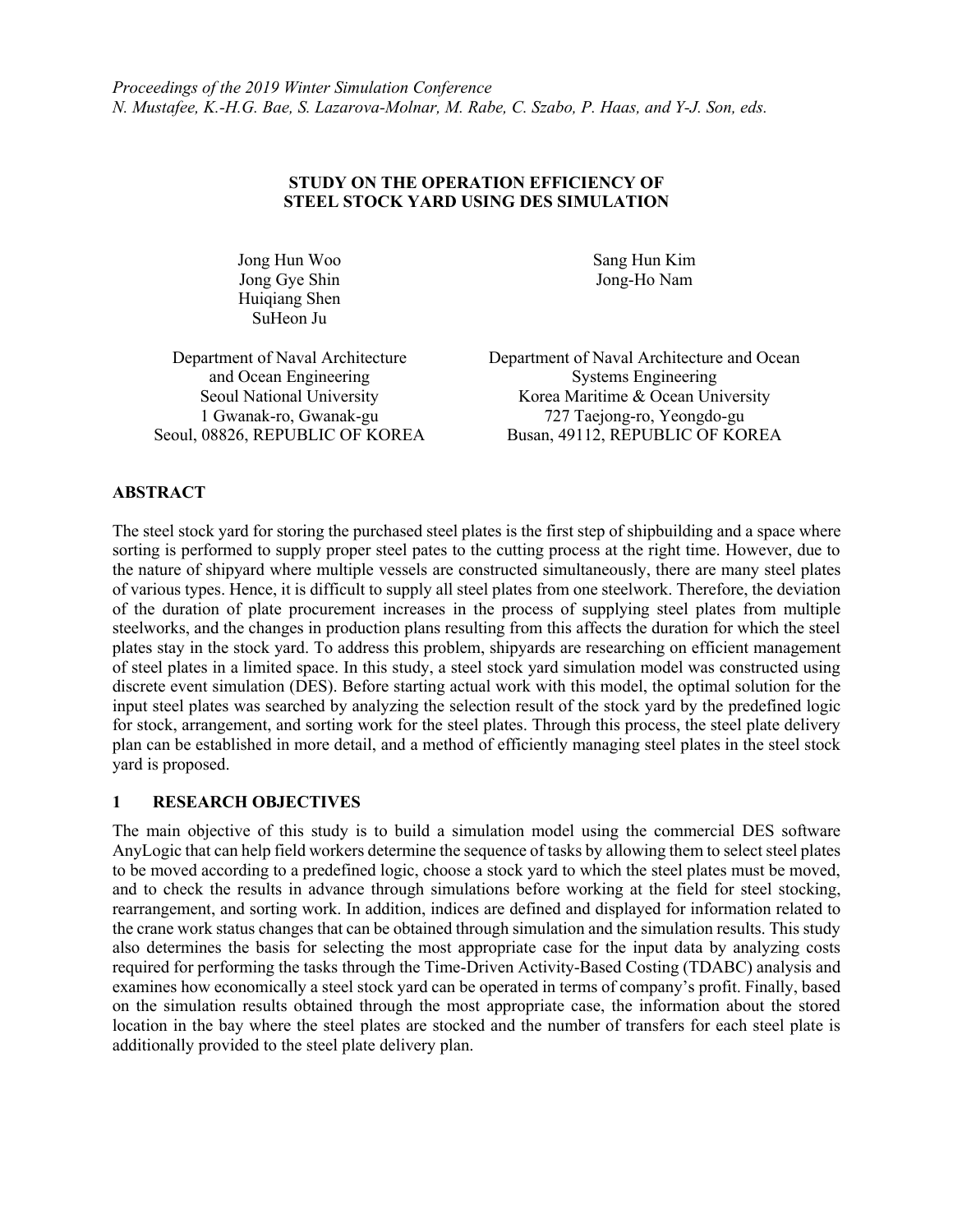*Proceedings of the 2019 Winter Simulation Conference*
*N. Mustafee, K.-H.G. Bae, S. Lazarova-Molnar, M. Rabe, C. Szabo, P. Haas, and Y-J. Son, eds.*

# STUDY ON THE OPERATION EFFICIENCY OF STEEL STOCK YARD USING DES SIMULATION

Jong Hun Woo
Jong Gye Shin
Huiqiang Shen
SuHeon Ju

Department of Naval Architecture and Ocean Engineering
Seoul National University
1 Gwanak-ro, Gwanak-gu
Seoul, 08826, REPUBLIC OF KOREA

Sang Hun Kim
Jong-Ho Nam

Department of Naval Architecture and Ocean Systems Engineering
Korea Maritime & Ocean University
727 Taejong-ro, Yeongdo-gu
Busan, 49112, REPUBLIC OF KOREA

## ABSTRACT

The steel stock yard for storing the purchased steel plates is the first step of shipbuilding and a space where sorting is performed to supply proper steel pates to the cutting process at the right time. However, due to the nature of shipyard where multiple vessels are constructed simultaneously, there are many steel plates of various types. Hence, it is difficult to supply all steel plates from one steelwork. Therefore, the deviation of the duration of plate procurement increases in the process of supplying steel plates from multiple steelworks, and the changes in production plans resulting from this affects the duration for which the steel plates stay in the stock yard. To address this problem, shipyards are researching on efficient management of steel plates in a limited space. In this study, a steel stock yard simulation model was constructed using discrete event simulation (DES). Before starting actual work with this model, the optimal solution for the input steel plates was searched by analyzing the selection result of the stock yard by the predefined logic for stock, arrangement, and sorting work for the steel plates. Through this process, the steel plate delivery plan can be established in more detail, and a method of efficiently managing steel plates in the steel stock yard is proposed.

## 1 RESEARCH OBJECTIVES

The main objective of this study is to build a simulation model using the commercial DES software AnyLogic that can help field workers determine the sequence of tasks by allowing them to select steel plates to be moved according to a predefined logic, choose a stock yard to which the steel plates must be moved, and to check the results in advance through simulations before working at the field for steel stocking, rearrangement, and sorting work. In addition, indices are defined and displayed for information related to the crane work status changes that can be obtained through simulation and the simulation results. This study also determines the basis for selecting the most appropriate case for the input data by analyzing costs required for performing the tasks through the Time-Driven Activity-Based Costing (TDABC) analysis and examines how economically a steel stock yard can be operated in terms of company's profit. Finally, based on the simulation results obtained through the most appropriate case, the information about the stored location in the bay where the steel plates are stocked and the number of transfers for each steel plate is additionally provided to the steel plate delivery plan.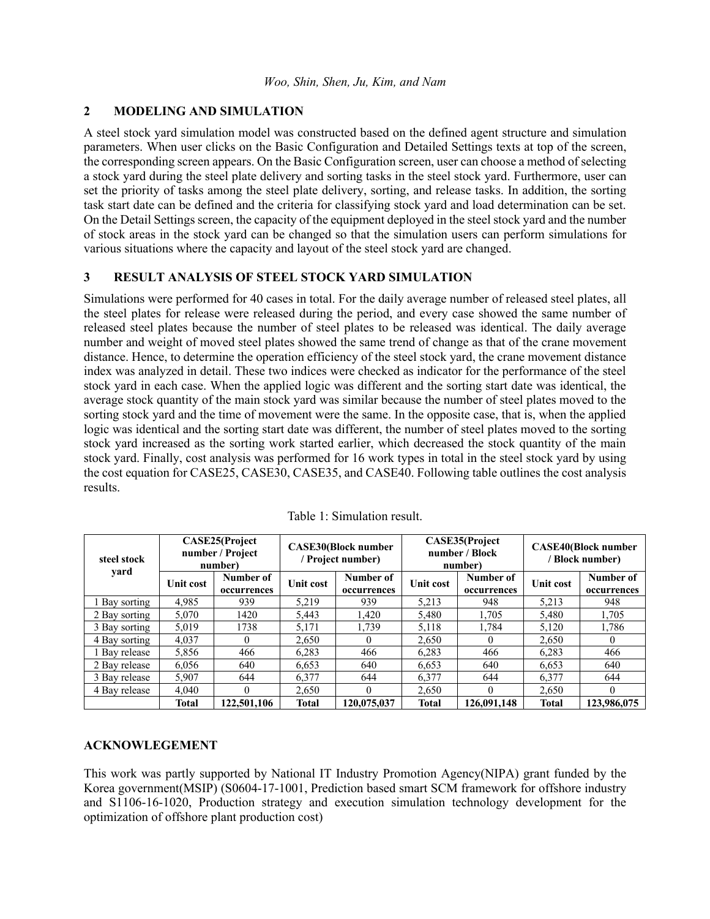## 2 MODELING AND SIMULATION

A steel stock yard simulation model was constructed based on the defined agent structure and simulation parameters. When user clicks on the Basic Configuration and Detailed Settings texts at top of the screen, the corresponding screen appears. On the Basic Configuration screen, user can choose a method of selecting a stock yard during the steel plate delivery and sorting tasks in the steel stock yard. Furthermore, user can set the priority of tasks among the steel plate delivery, sorting, and release tasks. In addition, the sorting task start date can be defined and the criteria for classifying stock yard and load determination can be set. On the Detail Settings screen, the capacity of the equipment deployed in the steel stock yard and the number of stock areas in the stock yard can be changed so that the simulation users can perform simulations for various situations where the capacity and layout of the steel stock yard are changed.

## 3 RESULT ANALYSIS OF STEEL STOCK YARD SIMULATION

Simulations were performed for 40 cases in total. For the daily average number of released steel plates, all the steel plates for release were released during the period, and every case showed the same number of released steel plates because the number of steel plates to be released was identical. The daily average number and weight of moved steel plates showed the same trend of change as that of the crane movement distance. Hence, to determine the operation efficiency of the steel stock yard, the crane movement distance index was analyzed in detail. These two indices were checked as indicator for the performance of the steel stock yard in each case. When the applied logic was different and the sorting start date was identical, the average stock quantity of the main stock yard was similar because the number of steel plates moved to the sorting stock yard and the time of movement were the same. In the opposite case, that is, when the applied logic was identical and the sorting start date was different, the number of steel plates moved to the sorting stock yard increased as the sorting work started earlier, which decreased the stock quantity of the main stock yard. Finally, cost analysis was performed for 16 work types in total in the steel stock yard by using the cost equation for CASE25, CASE30, CASE35, and CASE40. Following table outlines the cost analysis results.

Table 1: Simulation result.

| steel stock yard | CASE25(Project number / Project number) | | CASE30(Block number / Project number) | | CASE35(Project number / Block number) | | CASE40(Block number / Block number) | |
|---|---|---|---|---|---|---|---|---|
| | Unit cost | Number of occurrences | Unit cost | Number of occurrences | Unit cost | Number of occurrences | Unit cost | Number of occurrences |
| 1 Bay sorting | 4,985 | 939 | 5,219 | 939 | 5,213 | 948 | 5,213 | 948 |
| 2 Bay sorting | 5,070 | 1420 | 5,443 | 1,420 | 5,480 | 1,705 | 5,480 | 1,705 |
| 3 Bay sorting | 5,019 | 1738 | 5,171 | 1,739 | 5,118 | 1,784 | 5,120 | 1,786 |
| 4 Bay sorting | 4,037 | 0 | 2,650 | 0 | 2,650 | 0 | 2,650 | 0 |
| 1 Bay release | 5,856 | 466 | 6,283 | 466 | 6,283 | 466 | 6,283 | 466 |
| 2 Bay release | 6,056 | 640 | 6,653 | 640 | 6,653 | 640 | 6,653 | 640 |
| 3 Bay release | 5,907 | 644 | 6,377 | 644 | 6,377 | 644 | 6,377 | 644 |
| 4 Bay release | 4,040 | 0 | 2,650 | 0 | 2,650 | 0 | 2,650 | 0 |
| | **Total** | **122,501,106** | **Total** | **120,075,037** | **Total** | **126,091,148** | **Total** | **123,986,075** |

## ACKNOWLEGEMENT

This work was partly supported by National IT Industry Promotion Agency(NIPA) grant funded by the Korea government(MSIP) (S0604-17-1001, Prediction based smart SCM framework for offshore industry and S1106-16-1020, Production strategy and execution simulation technology development for the optimization of offshore plant production cost)